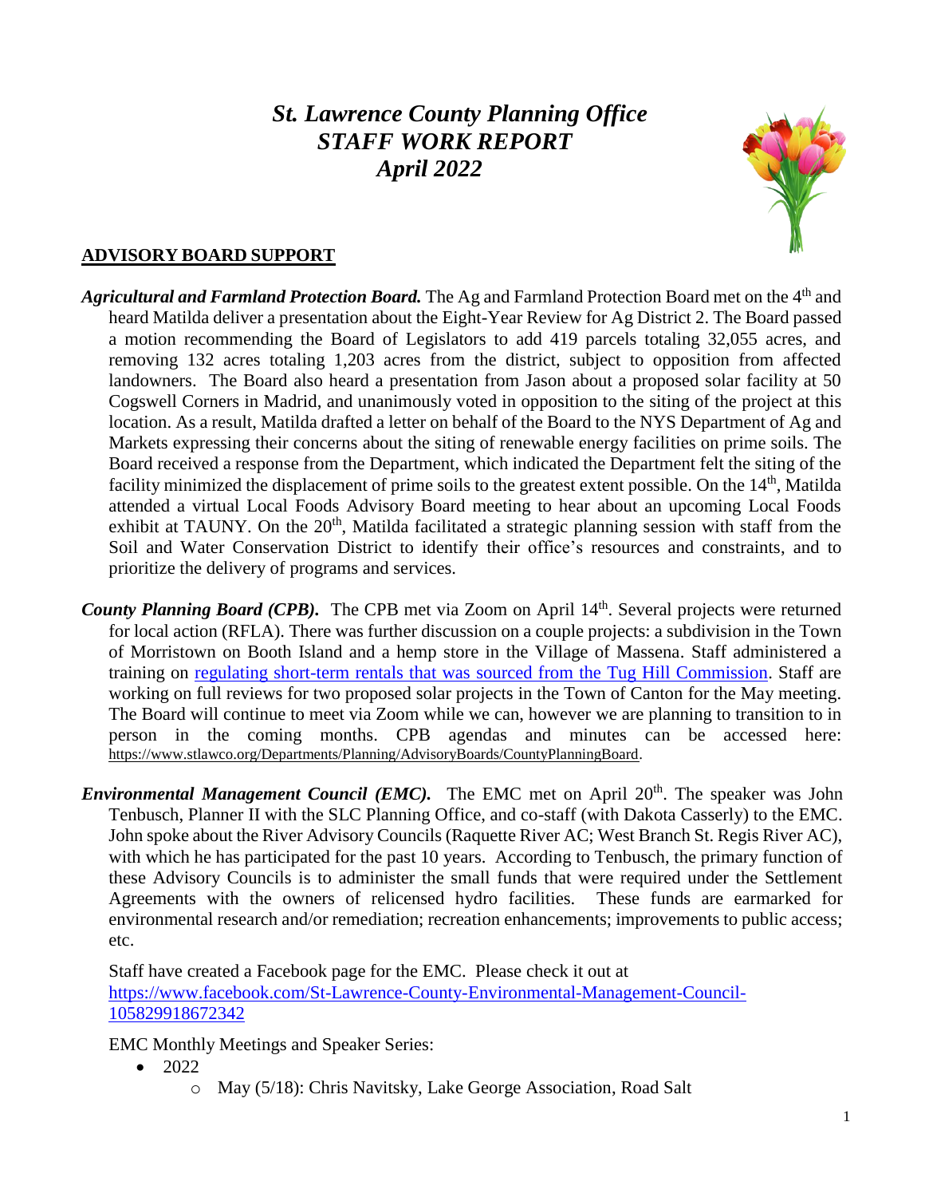# *St. Lawrence County Planning Office*
# *STAFF WORK REPORT*
# *April 2022*

## ADVISORY BOARD SUPPORT

***Agricultural and Farmland Protection Board.*** The Ag and Farmland Protection Board met on the 4th and heard Matilda deliver a presentation about the Eight-Year Review for Ag District 2. The Board passed a motion recommending the Board of Legislators to add 419 parcels totaling 32,055 acres, and removing 132 acres totaling 1,203 acres from the district, subject to opposition from affected landowners. The Board also heard a presentation from Jason about a proposed solar facility at 50 Cogswell Corners in Madrid, and unanimously voted in opposition to the siting of the project at this location. As a result, Matilda drafted a letter on behalf of the Board to the NYS Department of Ag and Markets expressing their concerns about the siting of renewable energy facilities on prime soils. The Board received a response from the Department, which indicated the Department felt the siting of the facility minimized the displacement of prime soils to the greatest extent possible. On the 14th, Matilda attended a virtual Local Foods Advisory Board meeting to hear about an upcoming Local Foods exhibit at TAUNY. On the 20th, Matilda facilitated a strategic planning session with staff from the Soil and Water Conservation District to identify their office's resources and constraints, and to prioritize the delivery of programs and services.

***County Planning Board (CPB).*** The CPB met via Zoom on April 14th. Several projects were returned for local action (RFLA). There was further discussion on a couple projects: a subdivision in the Town of Morristown on Booth Island and a hemp store in the Village of Massena. Staff administered a training on regulating short-term rentals that was sourced from the Tug Hill Commission. Staff are working on full reviews for two proposed solar projects in the Town of Canton for the May meeting. The Board will continue to meet via Zoom while we can, however we are planning to transition to in person in the coming months. CPB agendas and minutes can be accessed here: https://www.stlawco.org/Departments/Planning/AdvisoryBoards/CountyPlanningBoard.

***Environmental Management Council (EMC).*** The EMC met on April 20th. The speaker was John Tenbusch, Planner II with the SLC Planning Office, and co-staff (with Dakota Casserly) to the EMC. John spoke about the River Advisory Councils (Raquette River AC; West Branch St. Regis River AC), with which he has participated for the past 10 years. According to Tenbusch, the primary function of these Advisory Councils is to administer the small funds that were required under the Settlement Agreements with the owners of relicensed hydro facilities. These funds are earmarked for environmental research and/or remediation; recreation enhancements; improvements to public access; etc.

Staff have created a Facebook page for the EMC. Please check it out at https://www.facebook.com/St-Lawrence-County-Environmental-Management-Council-105829918672342

EMC Monthly Meetings and Speaker Series:

- 2022
    - May (5/18): Chris Navitsky, Lake George Association, Road Salt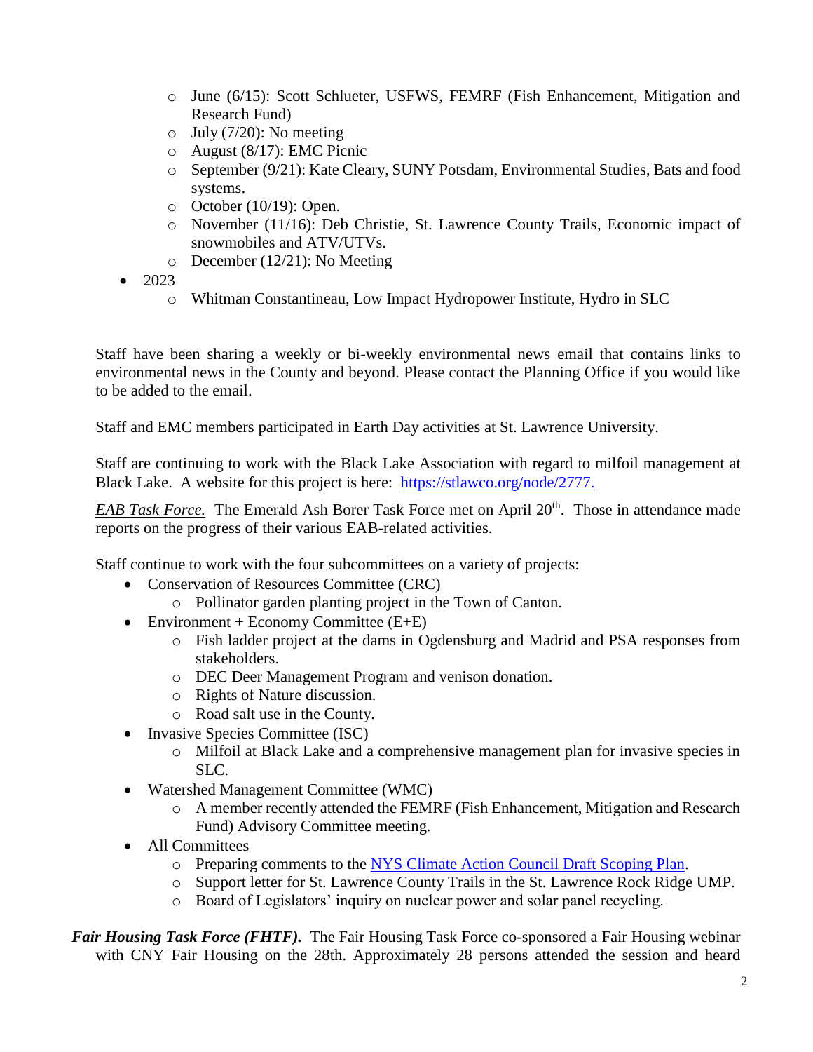- June (6/15): Scott Schlueter, USFWS, FEMRF (Fish Enhancement, Mitigation and Research Fund)
    - July (7/20): No meeting
    - August (8/17): EMC Picnic
    - September (9/21): Kate Cleary, SUNY Potsdam, Environmental Studies, Bats and food systems.
    - October (10/19): Open.
    - November (11/16): Deb Christie, St. Lawrence County Trails, Economic impact of snowmobiles and ATV/UTVs.
    - December (12/21): No Meeting
- 2023
    - Whitman Constantineau, Low Impact Hydropower Institute, Hydro in SLC

Staff have been sharing a weekly or bi-weekly environmental news email that contains links to environmental news in the County and beyond. Please contact the Planning Office if you would like to be added to the email.

Staff and EMC members participated in Earth Day activities at St. Lawrence University.

Staff are continuing to work with the Black Lake Association with regard to milfoil management at Black Lake. A website for this project is here: [https://stlawco.org/node/2777.](https://stlawco.org/node/2777)

*EAB Task Force.* The Emerald Ash Borer Task Force met on April 20th. Those in attendance made reports on the progress of their various EAB-related activities.

Staff continue to work with the four subcommittees on a variety of projects:

- Conservation of Resources Committee (CRC)
    - Pollinator garden planting project in the Town of Canton.
- Environment + Economy Committee (E+E)
    - Fish ladder project at the dams in Ogdensburg and Madrid and PSA responses from stakeholders.
    - DEC Deer Management Program and venison donation.
    - Rights of Nature discussion.
    - Road salt use in the County.
- Invasive Species Committee (ISC)
    - Milfoil at Black Lake and a comprehensive management plan for invasive species in SLC.
- Watershed Management Committee (WMC)
    - A member recently attended the FEMRF (Fish Enhancement, Mitigation and Research Fund) Advisory Committee meeting.
- All Committees
    - Preparing comments to the NYS Climate Action Council Draft Scoping Plan.
    - Support letter for St. Lawrence County Trails in the St. Lawrence Rock Ridge UMP.
    - Board of Legislators' inquiry on nuclear power and solar panel recycling.

***Fair Housing Task Force (FHTF).*** The Fair Housing Task Force co-sponsored a Fair Housing webinar with CNY Fair Housing on the 28th. Approximately 28 persons attended the session and heard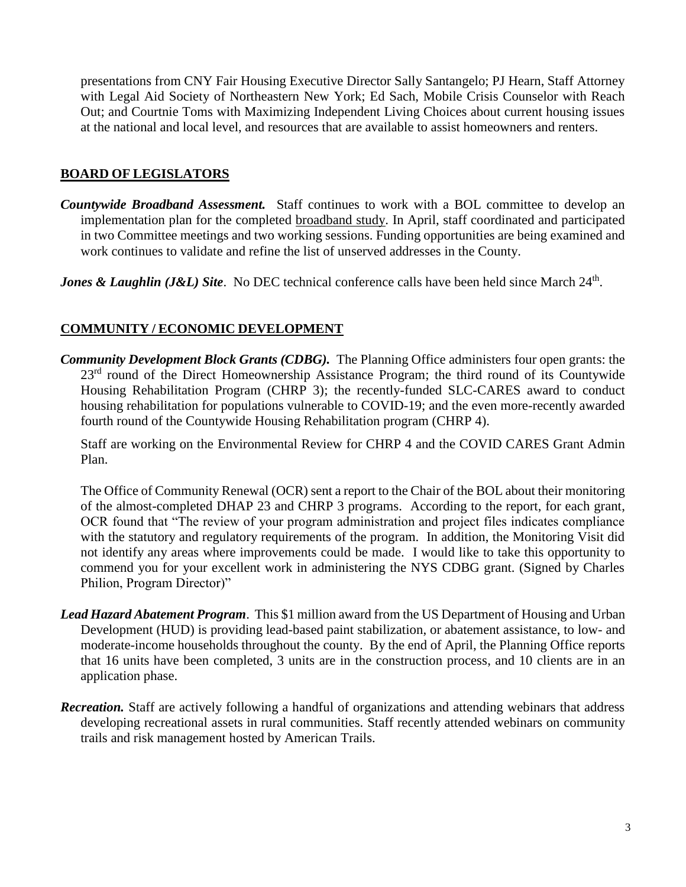presentations from CNY Fair Housing Executive Director Sally Santangelo; PJ Hearn, Staff Attorney with Legal Aid Society of Northeastern New York; Ed Sach, Mobile Crisis Counselor with Reach Out; and Courtnie Toms with Maximizing Independent Living Choices about current housing issues at the national and local level, and resources that are available to assist homeowners and renters.

## BOARD OF LEGISLATORS

***Countywide Broadband Assessment.*** Staff continues to work with a BOL committee to develop an implementation plan for the completed broadband study. In April, staff coordinated and participated in two Committee meetings and two working sessions. Funding opportunities are being examined and work continues to validate and refine the list of unserved addresses in the County.

***Jones & Laughlin (J&L) Site***. No DEC technical conference calls have been held since March 24th.

## COMMUNITY / ECONOMIC DEVELOPMENT

***Community Development Block Grants (CDBG).*** The Planning Office administers four open grants: the 23rd round of the Direct Homeownership Assistance Program; the third round of its Countywide Housing Rehabilitation Program (CHRP 3); the recently-funded SLC-CARES award to conduct housing rehabilitation for populations vulnerable to COVID-19; and the even more-recently awarded fourth round of the Countywide Housing Rehabilitation program (CHRP 4).

Staff are working on the Environmental Review for CHRP 4 and the COVID CARES Grant Admin Plan.

The Office of Community Renewal (OCR) sent a report to the Chair of the BOL about their monitoring of the almost-completed DHAP 23 and CHRP 3 programs. According to the report, for each grant, OCR found that "The review of your program administration and project files indicates compliance with the statutory and regulatory requirements of the program. In addition, the Monitoring Visit did not identify any areas where improvements could be made. I would like to take this opportunity to commend you for your excellent work in administering the NYS CDBG grant. (Signed by Charles Philion, Program Director)"

***Lead Hazard Abatement Program***. This $1 million award from the US Department of Housing and Urban Development (HUD) is providing lead-based paint stabilization, or abatement assistance, to low- and moderate-income households throughout the county. By the end of April, the Planning Office reports that 16 units have been completed, 3 units are in the construction process, and 10 clients are in an application phase.

***Recreation.*** Staff are actively following a handful of organizations and attending webinars that address developing recreational assets in rural communities. Staff recently attended webinars on community trails and risk management hosted by American Trails.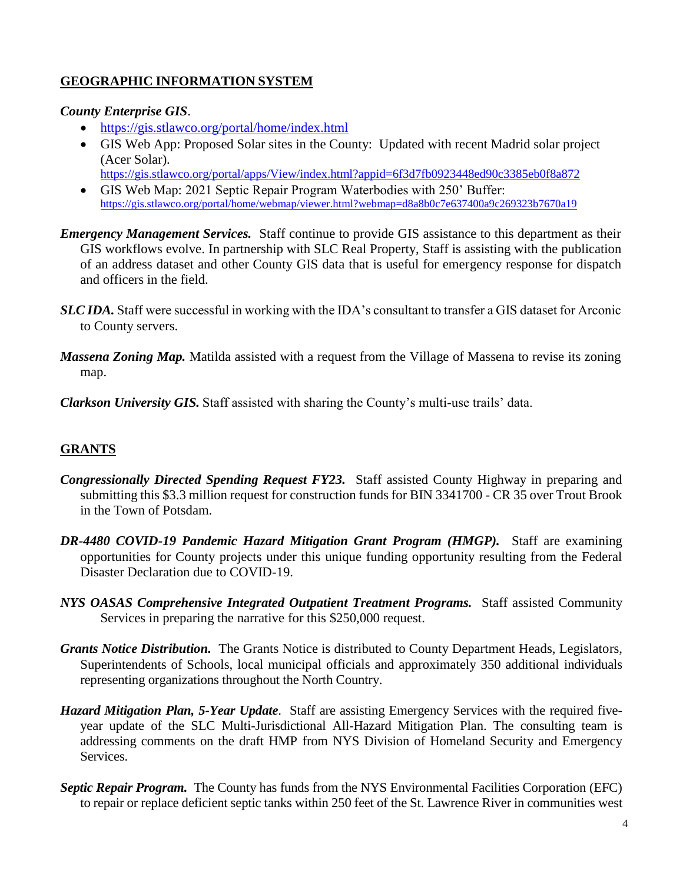## GEOGRAPHIC INFORMATION SYSTEM

***County Enterprise GIS***.

- https://gis.stlawco.org/portal/home/index.html
- GIS Web App: Proposed Solar sites in the County: Updated with recent Madrid solar project (Acer Solar). https://gis.stlawco.org/portal/apps/View/index.html?appid=6f3d7fb0923448ed90c3385eb0f8a872
- GIS Web Map: 2021 Septic Repair Program Waterbodies with 250' Buffer: https://gis.stlawco.org/portal/home/webmap/viewer.html?webmap=d8a8b0c7e637400a9c269323b7670a19

***Emergency Management Services.*** Staff continue to provide GIS assistance to this department as their GIS workflows evolve. In partnership with SLC Real Property, Staff is assisting with the publication of an address dataset and other County GIS data that is useful for emergency response for dispatch and officers in the field.

***SLC IDA.*** Staff were successful in working with the IDA's consultant to transfer a GIS dataset for Arconic to County servers.

***Massena Zoning Map.*** Matilda assisted with a request from the Village of Massena to revise its zoning map.

***Clarkson University GIS.*** Staff assisted with sharing the County's multi-use trails' data.

## GRANTS

***Congressionally Directed Spending Request FY23.*** Staff assisted County Highway in preparing and submitting this $3.3 million request for construction funds for BIN 3341700 - CR 35 over Trout Brook in the Town of Potsdam.

***DR-4480 COVID-19 Pandemic Hazard Mitigation Grant Program (HMGP).*** Staff are examining opportunities for County projects under this unique funding opportunity resulting from the Federal Disaster Declaration due to COVID-19.

***NYS OASAS Comprehensive Integrated Outpatient Treatment Programs.*** Staff assisted Community Services in preparing the narrative for this $250,000 request.

***Grants Notice Distribution.*** The Grants Notice is distributed to County Department Heads, Legislators, Superintendents of Schools, local municipal officials and approximately 350 additional individuals representing organizations throughout the North Country.

***Hazard Mitigation Plan, 5-Year Update***. Staff are assisting Emergency Services with the required five-year update of the SLC Multi-Jurisdictional All-Hazard Mitigation Plan. The consulting team is addressing comments on the draft HMP from NYS Division of Homeland Security and Emergency Services.

***Septic Repair Program.*** The County has funds from the NYS Environmental Facilities Corporation (EFC) to repair or replace deficient septic tanks within 250 feet of the St. Lawrence River in communities west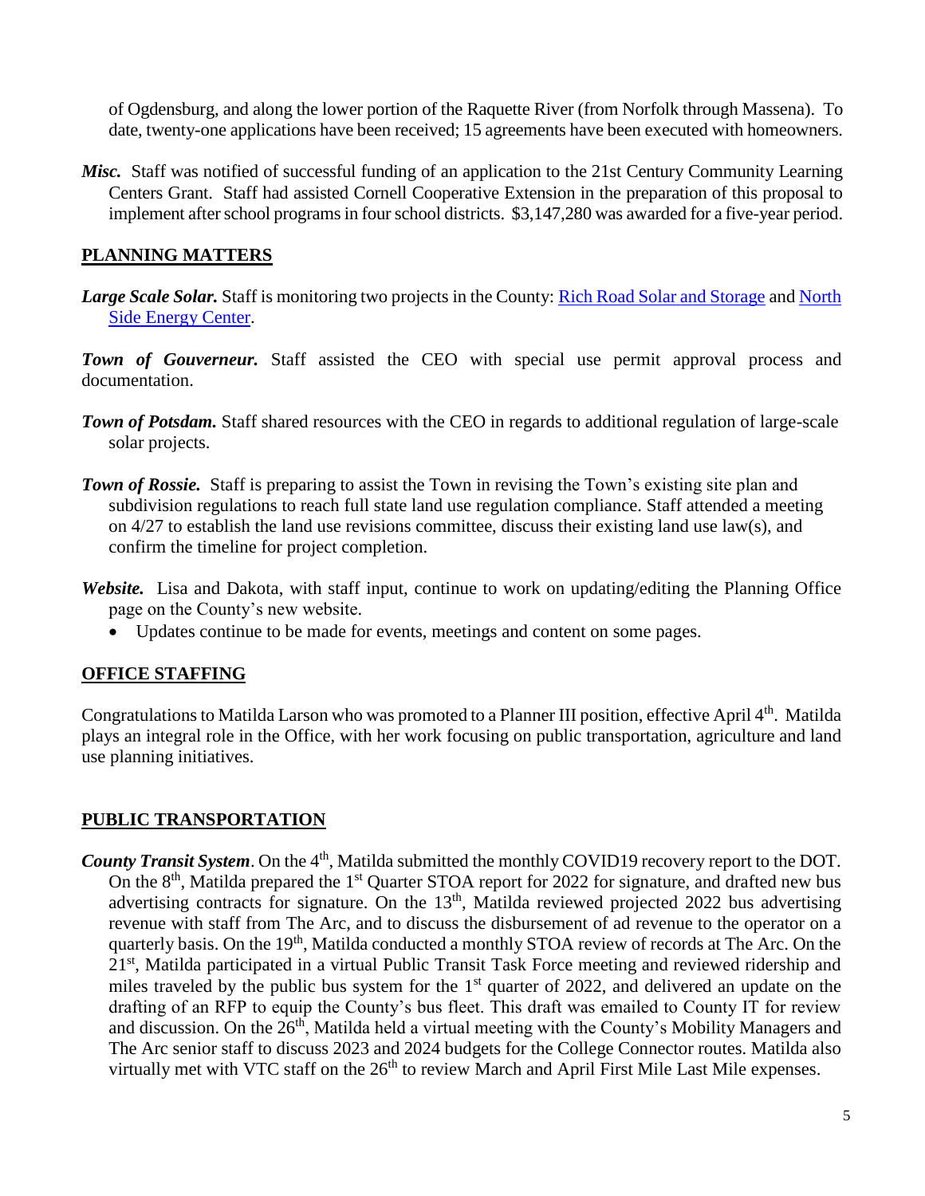of Ogdensburg, and along the lower portion of the Raquette River (from Norfolk through Massena). To date, twenty-one applications have been received; 15 agreements have been executed with homeowners.

***Misc.*** Staff was notified of successful funding of an application to the 21st Century Community Learning Centers Grant. Staff had assisted Cornell Cooperative Extension in the preparation of this proposal to implement after school programs in four school districts. $3,147,280 was awarded for a five-year period.

## PLANNING MATTERS

***Large Scale Solar.*** Staff is monitoring two projects in the County: Rich Road Solar and Storage and North Side Energy Center.

***Town of Gouverneur.*** Staff assisted the CEO with special use permit approval process and documentation.

***Town of Potsdam.*** Staff shared resources with the CEO in regards to additional regulation of large-scale solar projects.

***Town of Rossie.*** Staff is preparing to assist the Town in revising the Town's existing site plan and subdivision regulations to reach full state land use regulation compliance. Staff attended a meeting on 4/27 to establish the land use revisions committee, discuss their existing land use law(s), and confirm the timeline for project completion.

***Website.*** Lisa and Dakota, with staff input, continue to work on updating/editing the Planning Office page on the County's new website.

- Updates continue to be made for events, meetings and content on some pages.

## OFFICE STAFFING

Congratulations to Matilda Larson who was promoted to a Planner III position, effective April 4th. Matilda plays an integral role in the Office, with her work focusing on public transportation, agriculture and land use planning initiatives.

## PUBLIC TRANSPORTATION

***County Transit System***. On the 4th, Matilda submitted the monthly COVID19 recovery report to the DOT. On the 8th, Matilda prepared the 1st Quarter STOA report for 2022 for signature, and drafted new bus advertising contracts for signature. On the 13th, Matilda reviewed projected 2022 bus advertising revenue with staff from The Arc, and to discuss the disbursement of ad revenue to the operator on a quarterly basis. On the 19th, Matilda conducted a monthly STOA review of records at The Arc. On the 21st, Matilda participated in a virtual Public Transit Task Force meeting and reviewed ridership and miles traveled by the public bus system for the 1st quarter of 2022, and delivered an update on the drafting of an RFP to equip the County's bus fleet. This draft was emailed to County IT for review and discussion. On the 26th, Matilda held a virtual meeting with the County's Mobility Managers and The Arc senior staff to discuss 2023 and 2024 budgets for the College Connector routes. Matilda also virtually met with VTC staff on the 26th to review March and April First Mile Last Mile expenses.